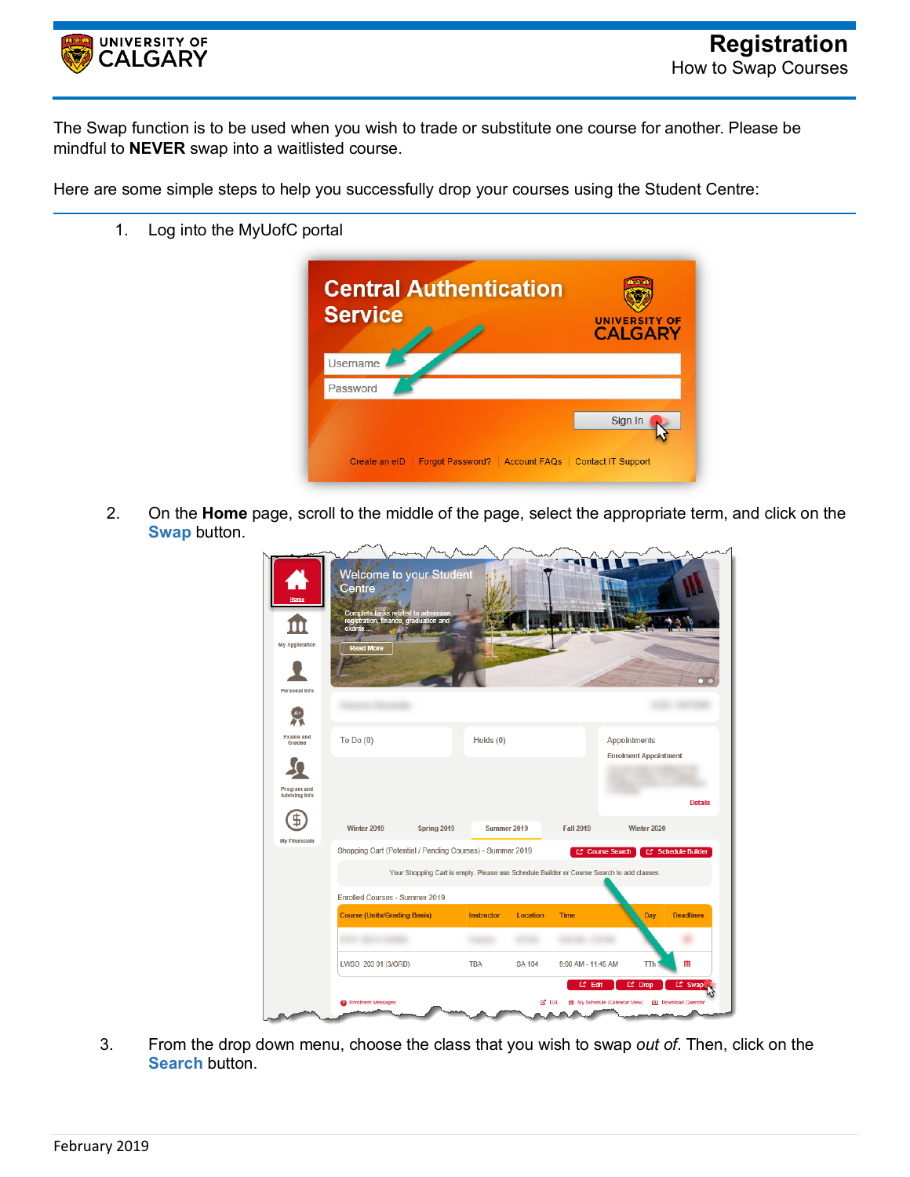# Registration

## How to Swap Courses

The Swap function is to be used when you wish to trade or substitute one course for another. Please be mindful to **NEVER** swap into a waitlisted course.

Here are some simple steps to help you successfully drop your courses using the Student Centre:

1. Log into the MyUofC portal

2. On the **Home** page, scroll to the middle of the page, select the appropriate term, and click on the **Swap** button.

3. From the drop down menu, choose the class that you wish to swap *out of*. Then, click on the **Search** button.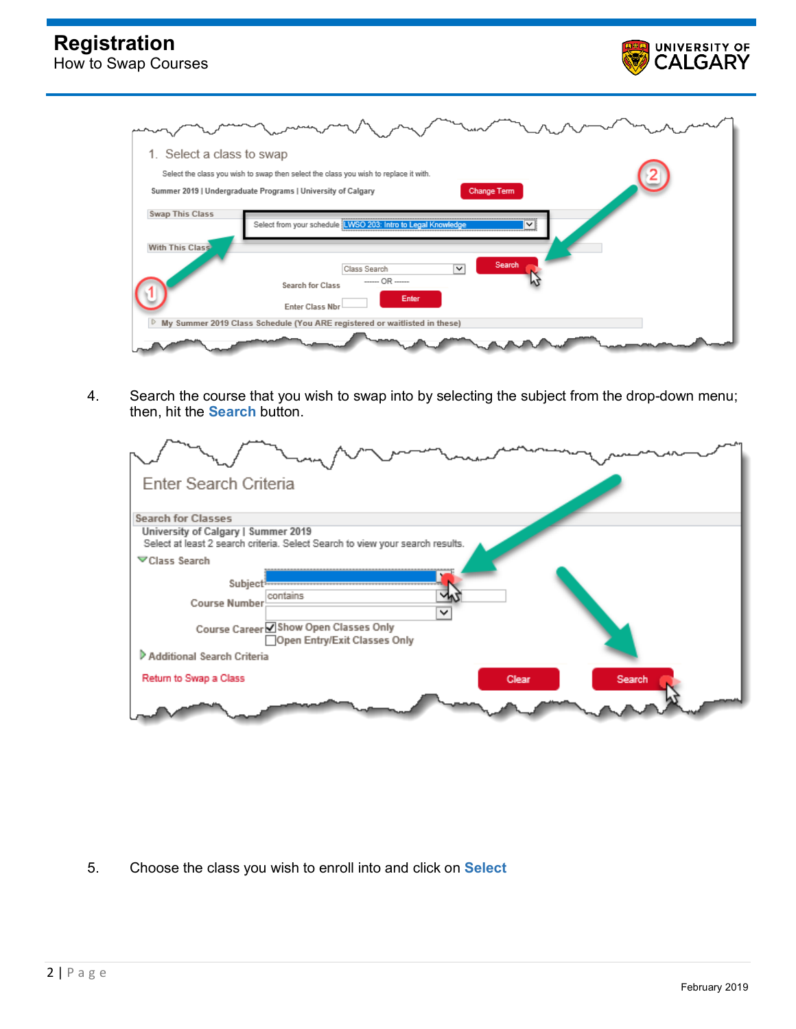4. Search the course that you wish to swap into by selecting the subject from the drop-down menu; then, hit the **Search** button.

5. Choose the class you wish to enroll into and click on **Select**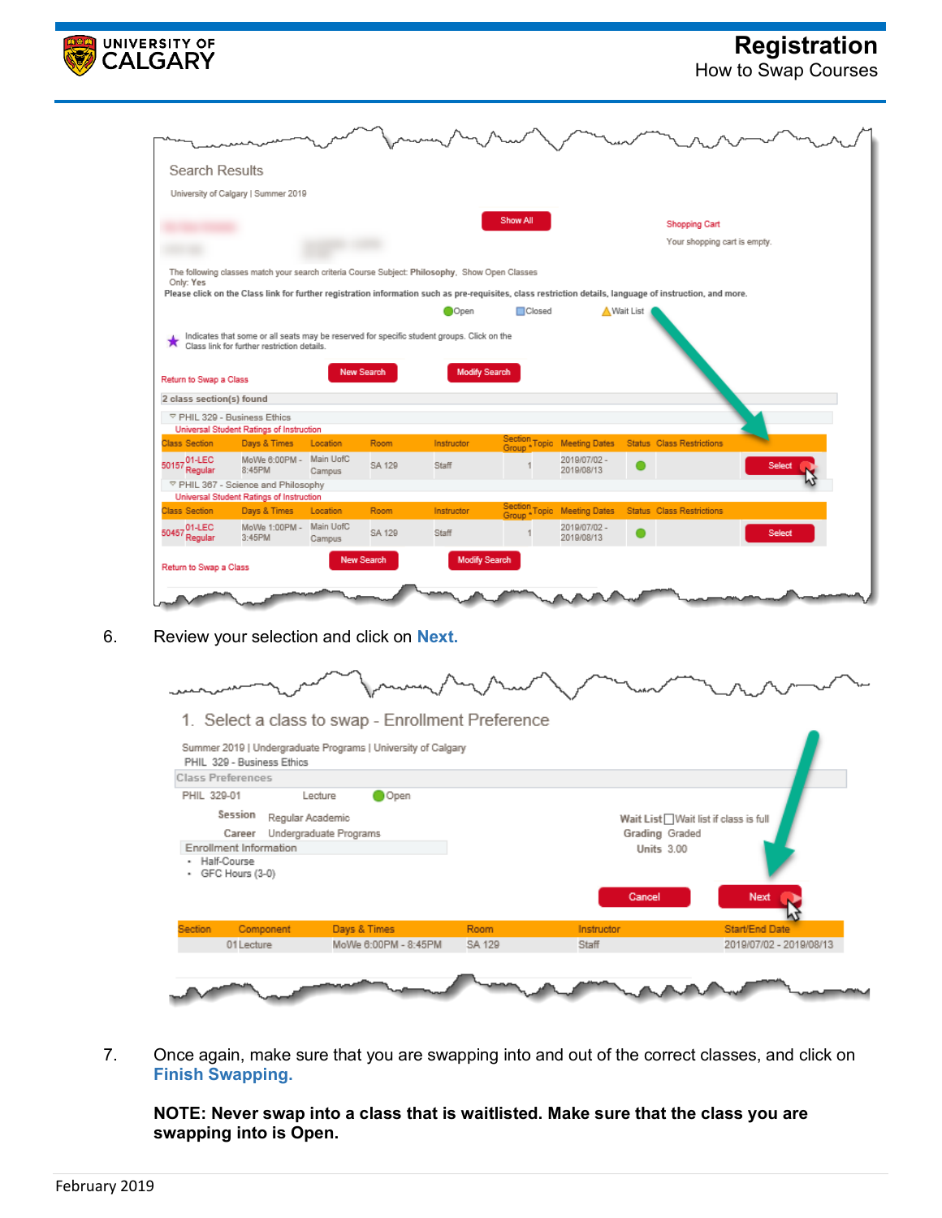6. Review your selection and click on **Next.**

7. Once again, make sure that you are swapping into and out of the correct classes, and click on **Finish Swapping.**

**NOTE: Never swap into a class that is waitlisted. Make sure that the class you are swapping into is Open.**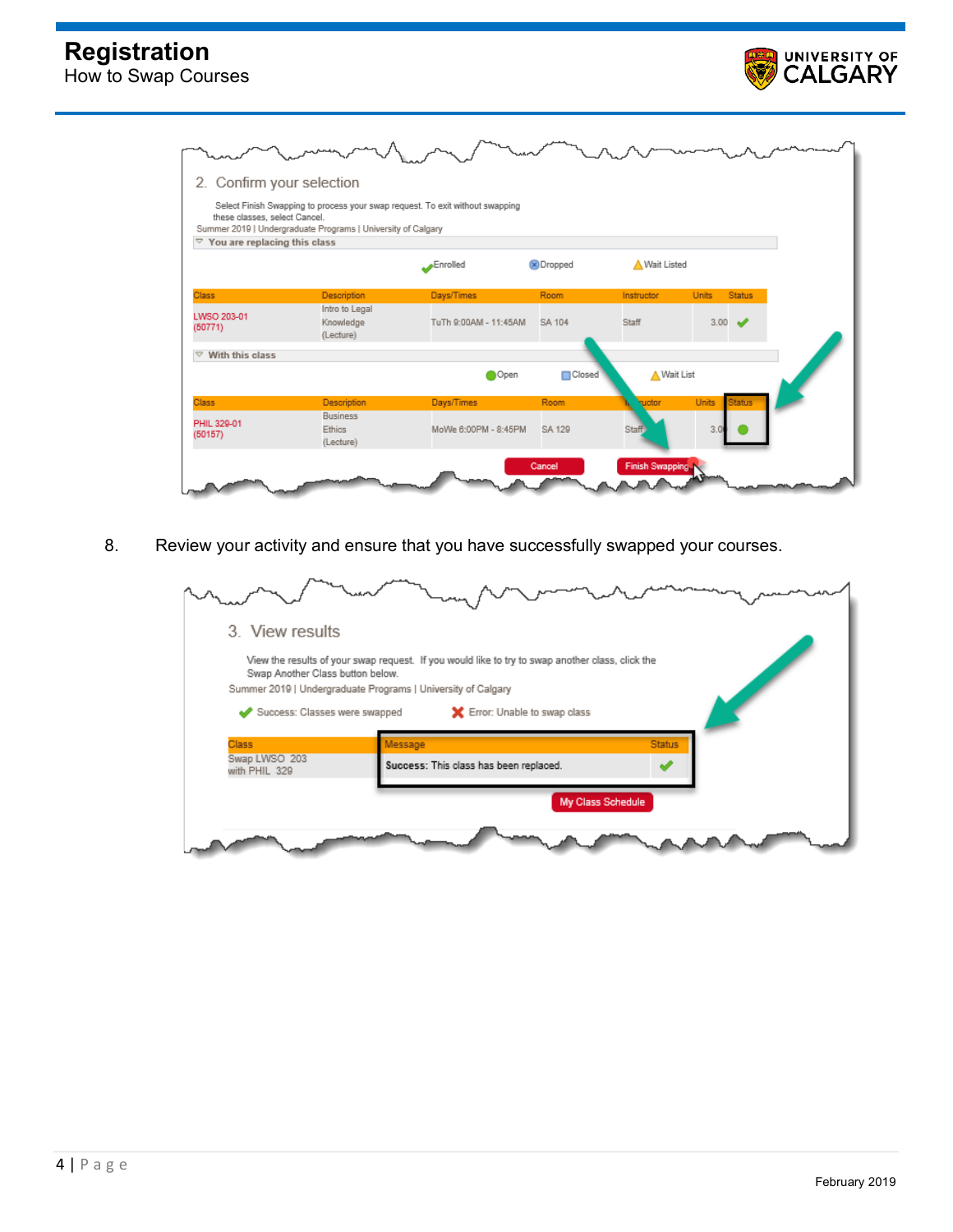8. Review your activity and ensure that you have successfully swapped your courses.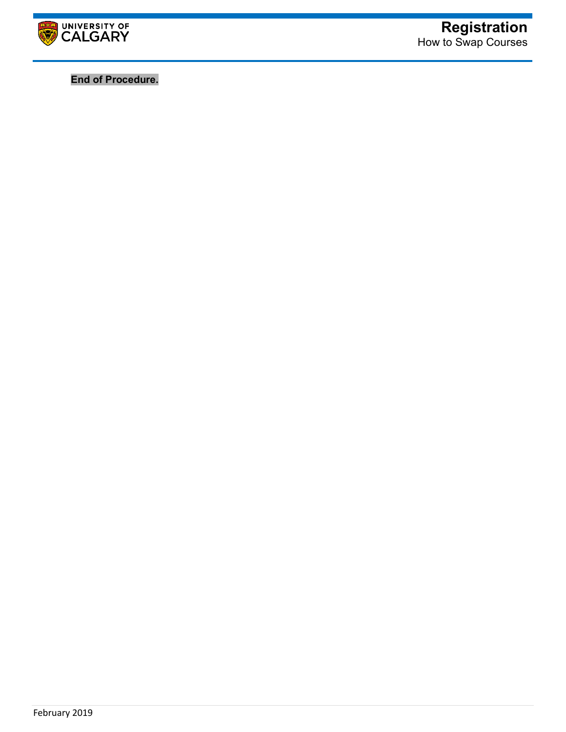**End of Procedure.**